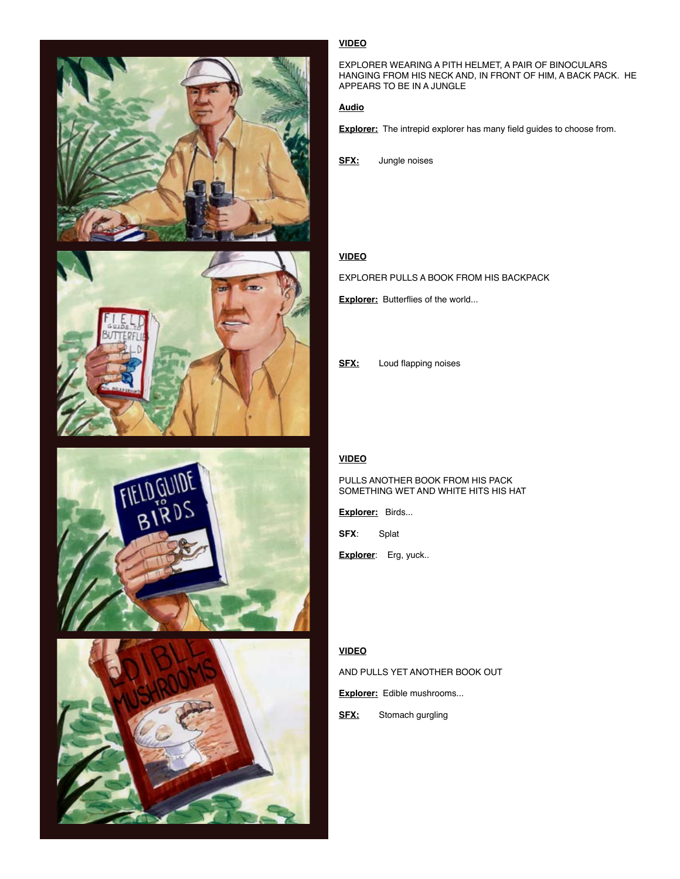**VIDEO**

EXPLORER WEARING A PITH HELMET, A PAIR OF BINOCULARS HANGING FROM HIS NECK AND, IN FRONT OF HIM, A BACK PACK. HE APPEARS TO BE IN A JUNGLE

**Audio**

**Explorer:** The intrepid explorer has many field guides to choose from.

**SFX:** Jungle noises

**VIDEO**

EXPLORER PULLS A BOOK FROM HIS BACKPACK

**Explorer:** Butterflies of the world...

**SFX:** Loud flapping noises

**VIDEO**

PULLS ANOTHER BOOK FROM HIS PACK
SOMETHING WET AND WHITE HITS HIS HAT

**Explorer:** Birds...

**SFX**: Splat

**Explorer**: Erg, yuck..

**VIDEO**

AND PULLS YET ANOTHER BOOK OUT

**Explorer:** Edible mushrooms...

**SFX:** Stomach gurgling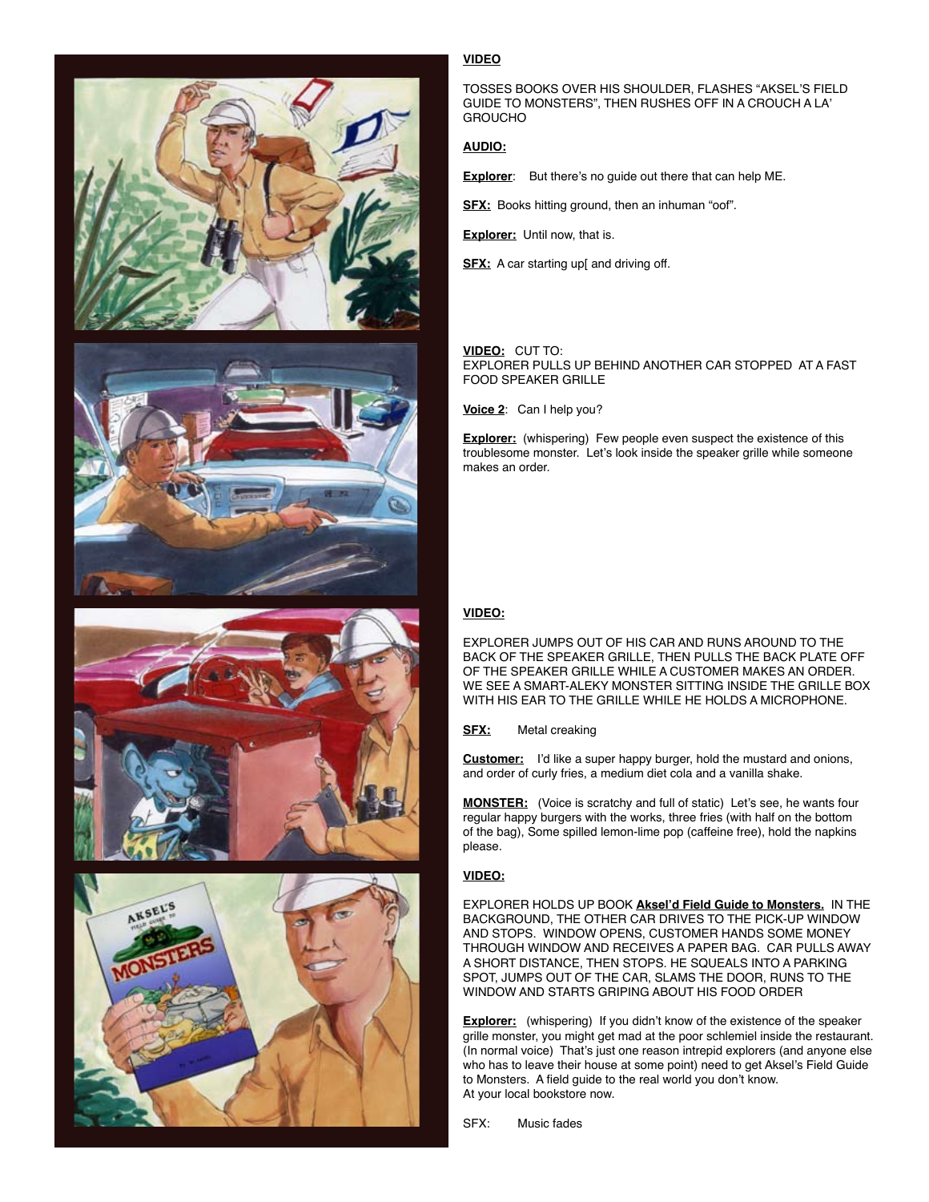**VIDEO**

TOSSES BOOKS OVER HIS SHOULDER, FLASHES "AKSEL'S FIELD GUIDE TO MONSTERS", THEN RUSHES OFF IN A CROUCH A LA' GROUCHO

**AUDIO:**

**Explorer**: But there's no guide out there that can help ME.

**SFX:** Books hitting ground, then an inhuman "oof".

**Explorer:** Until now, that is.

**SFX:** A car starting up[ and driving off.

**VIDEO:** CUT TO:
EXPLORER PULLS UP BEHIND ANOTHER CAR STOPPED AT A FAST FOOD SPEAKER GRILLE

**Voice 2**: Can I help you?

**Explorer:** (whispering) Few people even suspect the existence of this troublesome monster. Let's look inside the speaker grille while someone makes an order.

**VIDEO:**

EXPLORER JUMPS OUT OF HIS CAR AND RUNS AROUND TO THE BACK OF THE SPEAKER GRILLE, THEN PULLS THE BACK PLATE OFF OF THE SPEAKER GRILLE WHILE A CUSTOMER MAKES AN ORDER. WE SEE A SMART-ALEKY MONSTER SITTING INSIDE THE GRILLE BOX WITH HIS EAR TO THE GRILLE WHILE HE HOLDS A MICROPHONE.

**SFX:** Metal creaking

**Customer:** I'd like a super happy burger, hold the mustard and onions, and order of curly fries, a medium diet cola and a vanilla shake.

**MONSTER:** (Voice is scratchy and full of static) Let's see, he wants four regular happy burgers with the works, three fries (with half on the bottom of the bag), Some spilled lemon-lime pop (caffeine free), hold the napkins please.

**VIDEO:**

EXPLORER HOLDS UP BOOK **Aksel'd Field Guide to Monsters.** IN THE BACKGROUND, THE OTHER CAR DRIVES TO THE PICK-UP WINDOW AND STOPS. WINDOW OPENS, CUSTOMER HANDS SOME MONEY THROUGH WINDOW AND RECEIVES A PAPER BAG. CAR PULLS AWAY A SHORT DISTANCE, THEN STOPS. HE SQUEALS INTO A PARKING SPOT, JUMPS OUT OF THE CAR, SLAMS THE DOOR, RUNS TO THE WINDOW AND STARTS GRIPING ABOUT HIS FOOD ORDER

**Explorer:** (whispering) If you didn't know of the existence of the speaker grille monster, you might get mad at the poor schlemiel inside the restaurant. (In normal voice) That's just one reason intrepid explorers (and anyone else who has to leave their house at some point) need to get Aksel's Field Guide to Monsters. A field guide to the real world you don't know.
At your local bookstore now.

SFX: Music fades